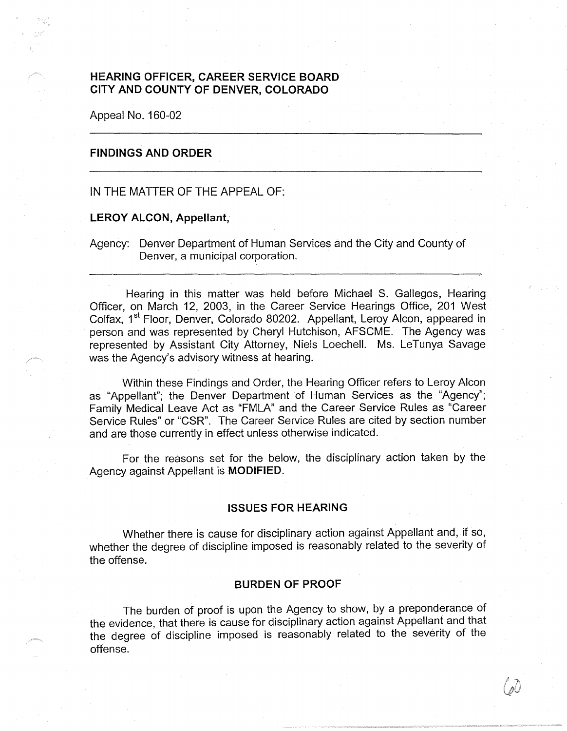**HEARING OFFICER, CAREER SERVICE BOARD**
**CITY AND COUNTY OF DENVER, COLORADO**

Appeal No. 160-02

---

## FINDINGS AND ORDER

---

IN THE MATTER OF THE APPEAL OF:

**LEROY ALCON, Appellant,**

Agency: Denver Department of Human Services and the City and County of Denver, a municipal corporation.

---

Hearing in this matter was held before Michael S. Gallegos, Hearing Officer, on March 12, 2003, in the Career Service Hearings Office, 201 West Colfax, 1st Floor, Denver, Colorado 80202. Appellant, Leroy Alcon, appeared in person and was represented by Cheryl Hutchison, AFSCME. The Agency was represented by Assistant City Attorney, Niels Loechell. Ms. LeTunya Savage was the Agency's advisory witness at hearing.

Within these Findings and Order, the Hearing Officer refers to Leroy Alcon as "Appellant"; the Denver Department of Human Services as the "Agency"; Family Medical Leave Act as "FMLA" and the Career Service Rules as "Career Service Rules" or "CSR". The Career Service Rules are cited by section number and are those currently in effect unless otherwise indicated.

For the reasons set for the below, the disciplinary action taken by the Agency against Appellant is **MODIFIED**.

### ISSUES FOR HEARING

Whether there is cause for disciplinary action against Appellant and, if so, whether the degree of discipline imposed is reasonably related to the severity of the offense.

### BURDEN OF PROOF

The burden of proof is upon the Agency to show, by a preponderance of the evidence, that there is cause for disciplinary action against Appellant and that the degree of discipline imposed is reasonably related to the severity of the offense.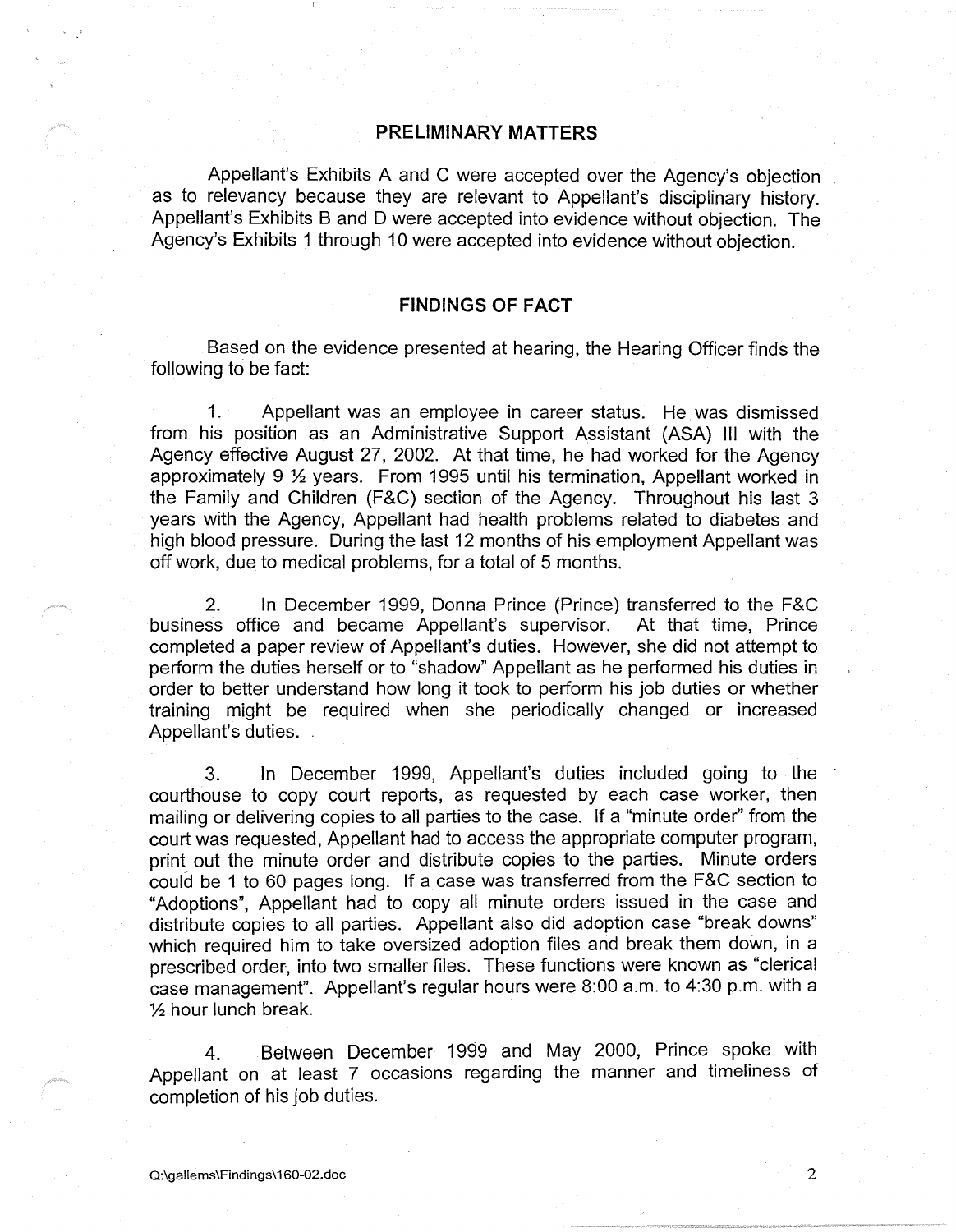## PRELIMINARY MATTERS

Appellant's Exhibits A and C were accepted over the Agency's objection as to relevancy because they are relevant to Appellant's disciplinary history. Appellant's Exhibits B and D were accepted into evidence without objection. The Agency's Exhibits 1 through 10 were accepted into evidence without objection.

## FINDINGS OF FACT

Based on the evidence presented at hearing, the Hearing Officer finds the following to be fact:

1. Appellant was an employee in career status. He was dismissed from his position as an Administrative Support Assistant (ASA) III with the Agency effective August 27, 2002. At that time, he had worked for the Agency approximately 9 ½ years. From 1995 until his termination, Appellant worked in the Family and Children (F&C) section of the Agency. Throughout his last 3 years with the Agency, Appellant had health problems related to diabetes and high blood pressure. During the last 12 months of his employment Appellant was off work, due to medical problems, for a total of 5 months.

2. In December 1999, Donna Prince (Prince) transferred to the F&C business office and became Appellant's supervisor. At that time, Prince completed a paper review of Appellant's duties. However, she did not attempt to perform the duties herself or to "shadow" Appellant as he performed his duties in order to better understand how long it took to perform his job duties or whether training might be required when she periodically changed or increased Appellant's duties.

3. In December 1999, Appellant's duties included going to the courthouse to copy court reports, as requested by each case worker, then mailing or delivering copies to all parties to the case. If a "minute order" from the court was requested, Appellant had to access the appropriate computer program, print out the minute order and distribute copies to the parties. Minute orders could be 1 to 60 pages long. If a case was transferred from the F&C section to "Adoptions", Appellant had to copy all minute orders issued in the case and distribute copies to all parties. Appellant also did adoption case "break downs" which required him to take oversized adoption files and break them down, in a prescribed order, into two smaller files. These functions were known as "clerical case management". Appellant's regular hours were 8:00 a.m. to 4:30 p.m. with a ½ hour lunch break.

4. Between December 1999 and May 2000, Prince spoke with Appellant on at least 7 occasions regarding the manner and timeliness of completion of his job duties.

Q:\gallems\Findings\160-02.doc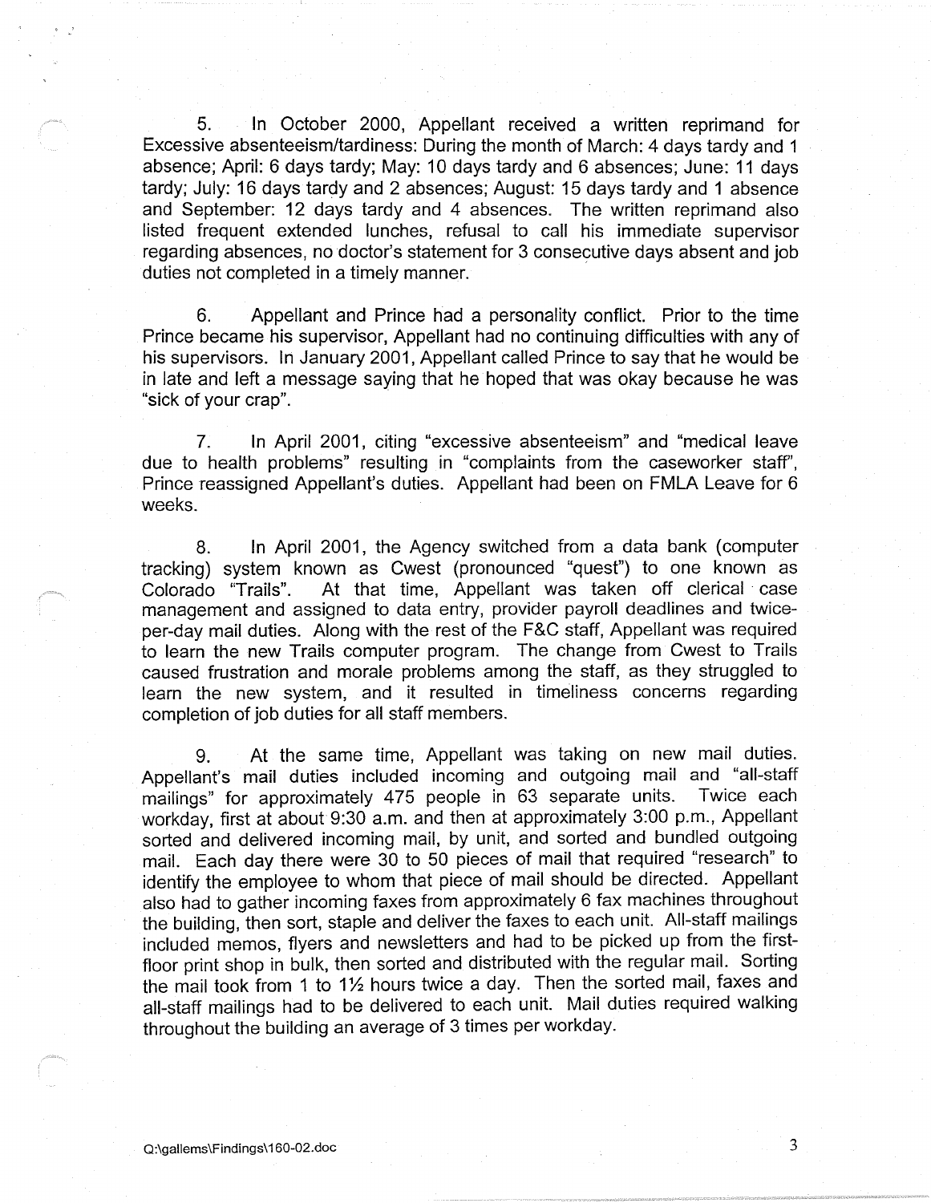5. In October 2000, Appellant received a written reprimand for Excessive absenteeism/tardiness: During the month of March: 4 days tardy and 1 absence; April: 6 days tardy; May: 10 days tardy and 6 absences; June: 11 days tardy; July: 16 days tardy and 2 absences; August: 15 days tardy and 1 absence and September: 12 days tardy and 4 absences. The written reprimand also listed frequent extended lunches, refusal to call his immediate supervisor regarding absences, no doctor's statement for 3 consecutive days absent and job duties not completed in a timely manner.

6. Appellant and Prince had a personality conflict. Prior to the time Prince became his supervisor, Appellant had no continuing difficulties with any of his supervisors. In January 2001, Appellant called Prince to say that he would be in late and left a message saying that he hoped that was okay because he was "sick of your crap".

7. In April 2001, citing "excessive absenteeism" and "medical leave due to health problems" resulting in "complaints from the caseworker staff", Prince reassigned Appellant's duties. Appellant had been on FMLA Leave for 6 weeks.

8. In April 2001, the Agency switched from a data bank (computer tracking) system known as Cwest (pronounced "quest") to one known as Colorado "Trails". At that time, Appellant was taken off clerical case management and assigned to data entry, provider payroll deadlines and twice-per-day mail duties. Along with the rest of the F&C staff, Appellant was required to learn the new Trails computer program. The change from Cwest to Trails caused frustration and morale problems among the staff, as they struggled to learn the new system, and it resulted in timeliness concerns regarding completion of job duties for all staff members.

9. At the same time, Appellant was taking on new mail duties. Appellant's mail duties included incoming and outgoing mail and "all-staff mailings" for approximately 475 people in 63 separate units. Twice each workday, first at about 9:30 a.m. and then at approximately 3:00 p.m., Appellant sorted and delivered incoming mail, by unit, and sorted and bundled outgoing mail. Each day there were 30 to 50 pieces of mail that required "research" to identify the employee to whom that piece of mail should be directed. Appellant also had to gather incoming faxes from approximately 6 fax machines throughout the building, then sort, staple and deliver the faxes to each unit. All-staff mailings included memos, flyers and newsletters and had to be picked up from the first-floor print shop in bulk, then sorted and distributed with the regular mail. Sorting the mail took from 1 to 1½ hours twice a day. Then the sorted mail, faxes and all-staff mailings had to be delivered to each unit. Mail duties required walking throughout the building an average of 3 times per workday.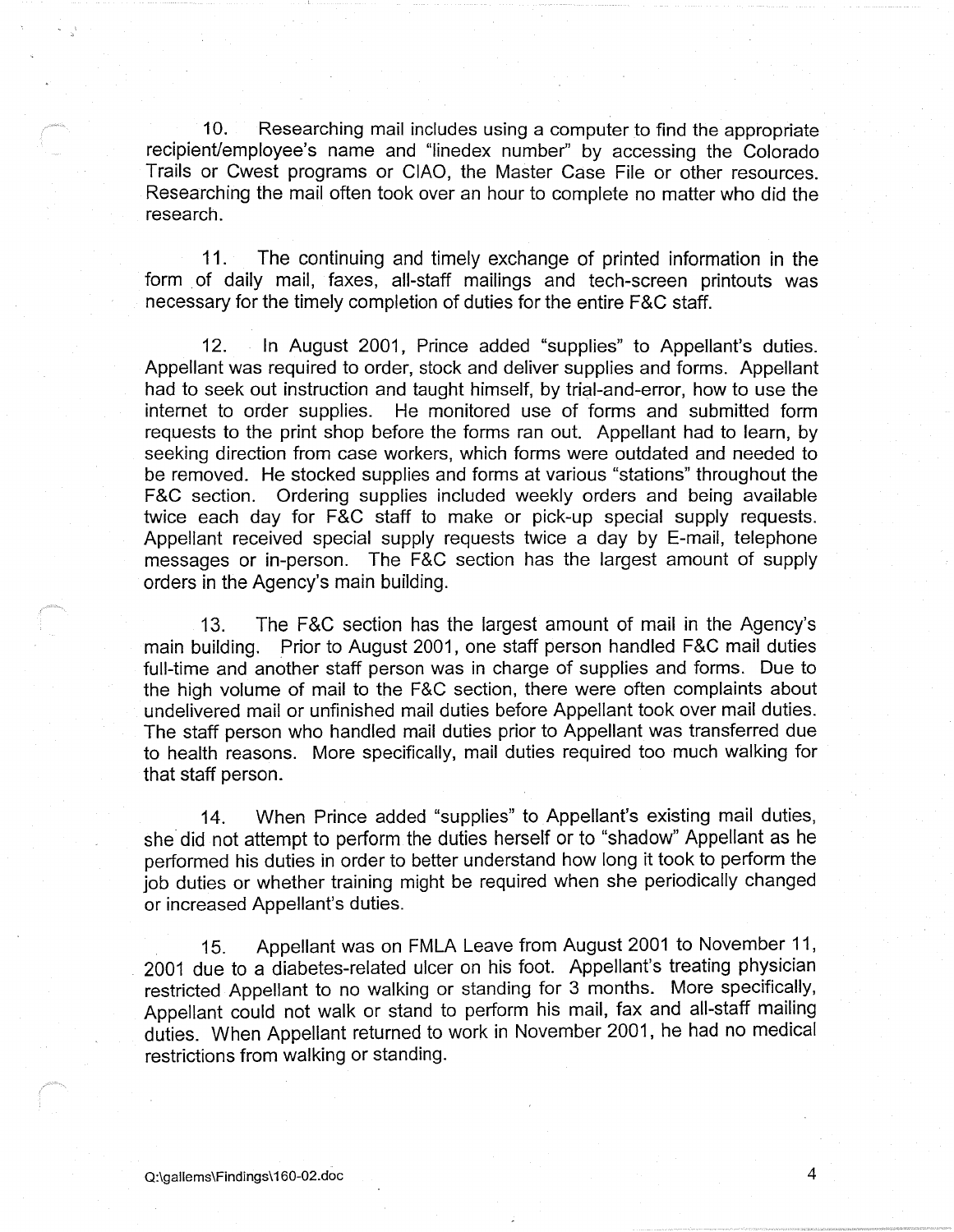10. Researching mail includes using a computer to find the appropriate recipient/employee's name and "linedex number" by accessing the Colorado Trails or Cwest programs or CIAO, the Master Case File or other resources. Researching the mail often took over an hour to complete no matter who did the research.

11. The continuing and timely exchange of printed information in the form of daily mail, faxes, all-staff mailings and tech-screen printouts was necessary for the timely completion of duties for the entire F&C staff.

12. In August 2001, Prince added "supplies" to Appellant's duties. Appellant was required to order, stock and deliver supplies and forms. Appellant had to seek out instruction and taught himself, by trial-and-error, how to use the internet to order supplies. He monitored use of forms and submitted form requests to the print shop before the forms ran out. Appellant had to learn, by seeking direction from case workers, which forms were outdated and needed to be removed. He stocked supplies and forms at various "stations" throughout the F&C section. Ordering supplies included weekly orders and being available twice each day for F&C staff to make or pick-up special supply requests. Appellant received special supply requests twice a day by E-mail, telephone messages or in-person. The F&C section has the largest amount of supply orders in the Agency's main building.

13. The F&C section has the largest amount of mail in the Agency's main building. Prior to August 2001, one staff person handled F&C mail duties full-time and another staff person was in charge of supplies and forms. Due to the high volume of mail to the F&C section, there were often complaints about undelivered mail or unfinished mail duties before Appellant took over mail duties. The staff person who handled mail duties prior to Appellant was transferred due to health reasons. More specifically, mail duties required too much walking for that staff person.

14. When Prince added "supplies" to Appellant's existing mail duties, she did not attempt to perform the duties herself or to "shadow" Appellant as he performed his duties in order to better understand how long it took to perform the job duties or whether training might be required when she periodically changed or increased Appellant's duties.

15. Appellant was on FMLA Leave from August 2001 to November 11, 2001 due to a diabetes-related ulcer on his foot. Appellant's treating physician restricted Appellant to no walking or standing for 3 months. More specifically, Appellant could not walk or stand to perform his mail, fax and all-staff mailing duties. When Appellant returned to work in November 2001, he had no medical restrictions from walking or standing.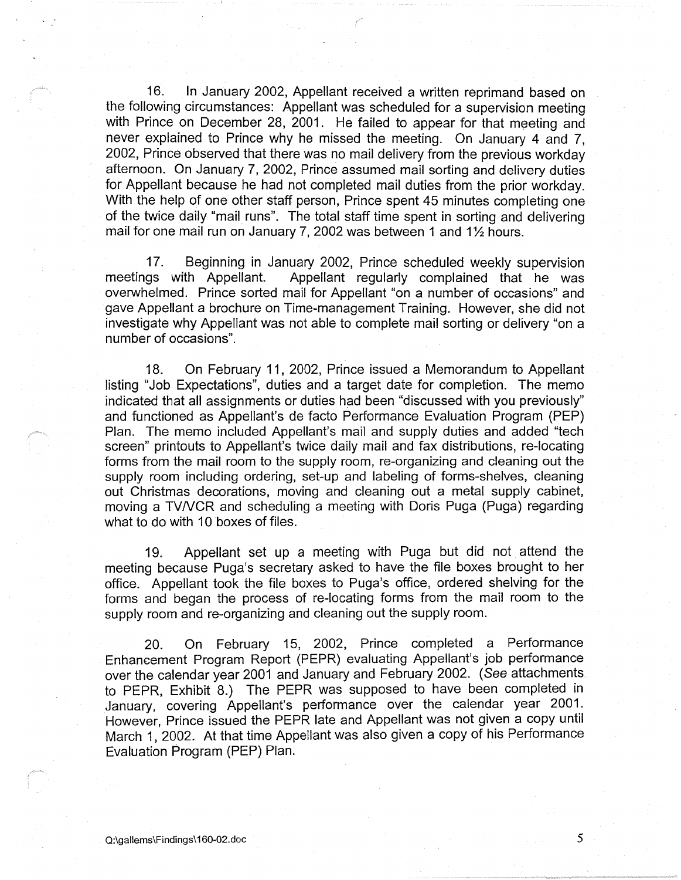16. In January 2002, Appellant received a written reprimand based on the following circumstances: Appellant was scheduled for a supervision meeting with Prince on December 28, 2001. He failed to appear for that meeting and never explained to Prince why he missed the meeting. On January 4 and 7, 2002, Prince observed that there was no mail delivery from the previous workday afternoon. On January 7, 2002, Prince assumed mail sorting and delivery duties for Appellant because he had not completed mail duties from the prior workday. With the help of one other staff person, Prince spent 45 minutes completing one of the twice daily "mail runs". The total staff time spent in sorting and delivering mail for one mail run on January 7, 2002 was between 1 and 1½ hours.

17. Beginning in January 2002, Prince scheduled weekly supervision meetings with Appellant. Appellant regularly complained that he was overwhelmed. Prince sorted mail for Appellant "on a number of occasions" and gave Appellant a brochure on Time-management Training. However, she did not investigate why Appellant was not able to complete mail sorting or delivery "on a number of occasions".

18. On February 11, 2002, Prince issued a Memorandum to Appellant listing "Job Expectations", duties and a target date for completion. The memo indicated that all assignments or duties had been "discussed with you previously" and functioned as Appellant's de facto Performance Evaluation Program (PEP) Plan. The memo included Appellant's mail and supply duties and added "tech screen" printouts to Appellant's twice daily mail and fax distributions, re-locating forms from the mail room to the supply room, re-organizing and cleaning out the supply room including ordering, set-up and labeling of forms-shelves, cleaning out Christmas decorations, moving and cleaning out a metal supply cabinet, moving a TV/VCR and scheduling a meeting with Doris Puga (Puga) regarding what to do with 10 boxes of files.

19. Appellant set up a meeting with Puga but did not attend the meeting because Puga's secretary asked to have the file boxes brought to her office. Appellant took the file boxes to Puga's office, ordered shelving for the forms and began the process of re-locating forms from the mail room to the supply room and re-organizing and cleaning out the supply room.

20. On February 15, 2002, Prince completed a Performance Enhancement Program Report (PEPR) evaluating Appellant's job performance over the calendar year 2001 and January and February 2002. (*See* attachments to PEPR, Exhibit 8.) The PEPR was supposed to have been completed in January, covering Appellant's performance over the calendar year 2001. However, Prince issued the PEPR late and Appellant was not given a copy until March 1, 2002. At that time Appellant was also given a copy of his Performance Evaluation Program (PEP) Plan.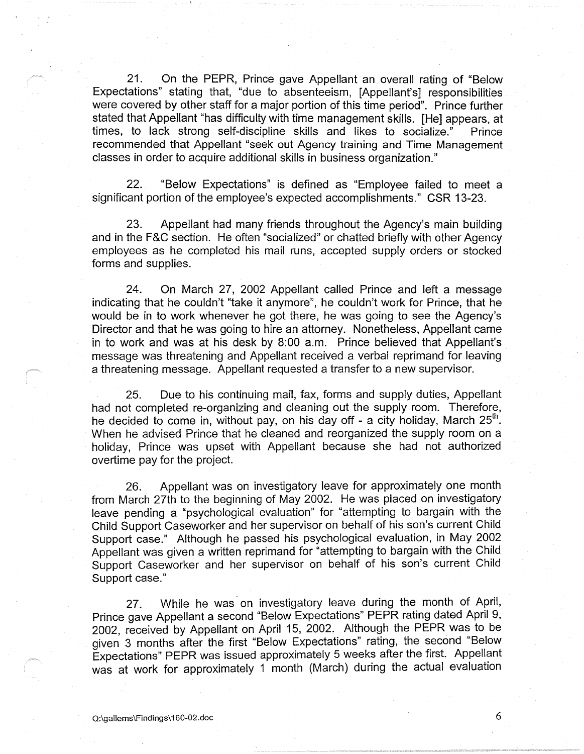21. On the PEPR, Prince gave Appellant an overall rating of "Below Expectations" stating that, "due to absenteeism, [Appellant's] responsibilities were covered by other staff for a major portion of this time period". Prince further stated that Appellant "has difficulty with time management skills. [He] appears, at times, to lack strong self-discipline skills and likes to socialize." Prince recommended that Appellant "seek out Agency training and Time Management classes in order to acquire additional skills in business organization."

22. "Below Expectations" is defined as "Employee failed to meet a significant portion of the employee's expected accomplishments." CSR 13-23.

23. Appellant had many friends throughout the Agency's main building and in the F&C section. He often "socialized" or chatted briefly with other Agency employees as he completed his mail runs, accepted supply orders or stocked forms and supplies.

24. On March 27, 2002 Appellant called Prince and left a message indicating that he couldn't "take it anymore", he couldn't work for Prince, that he would be in to work whenever he got there, he was going to see the Agency's Director and that he was going to hire an attorney. Nonetheless, Appellant came in to work and was at his desk by 8:00 a.m. Prince believed that Appellant's message was threatening and Appellant received a verbal reprimand for leaving a threatening message. Appellant requested a transfer to a new supervisor.

25. Due to his continuing mail, fax, forms and supply duties, Appellant had not completed re-organizing and cleaning out the supply room. Therefore, he decided to come in, without pay, on his day off - a city holiday, March 25th. When he advised Prince that he cleaned and reorganized the supply room on a holiday, Prince was upset with Appellant because she had not authorized overtime pay for the project.

26. Appellant was on investigatory leave for approximately one month from March 27th to the beginning of May 2002. He was placed on investigatory leave pending a "psychological evaluation" for "attempting to bargain with the Child Support Caseworker and her supervisor on behalf of his son's current Child Support case." Although he passed his psychological evaluation, in May 2002 Appellant was given a written reprimand for "attempting to bargain with the Child Support Caseworker and her supervisor on behalf of his son's current Child Support case."

27. While he was on investigatory leave during the month of April, Prince gave Appellant a second "Below Expectations" PEPR rating dated April 9, 2002, received by Appellant on April 15, 2002. Although the PEPR was to be given 3 months after the first "Below Expectations" rating, the second "Below Expectations" PEPR was issued approximately 5 weeks after the first. Appellant was at work for approximately 1 month (March) during the actual evaluation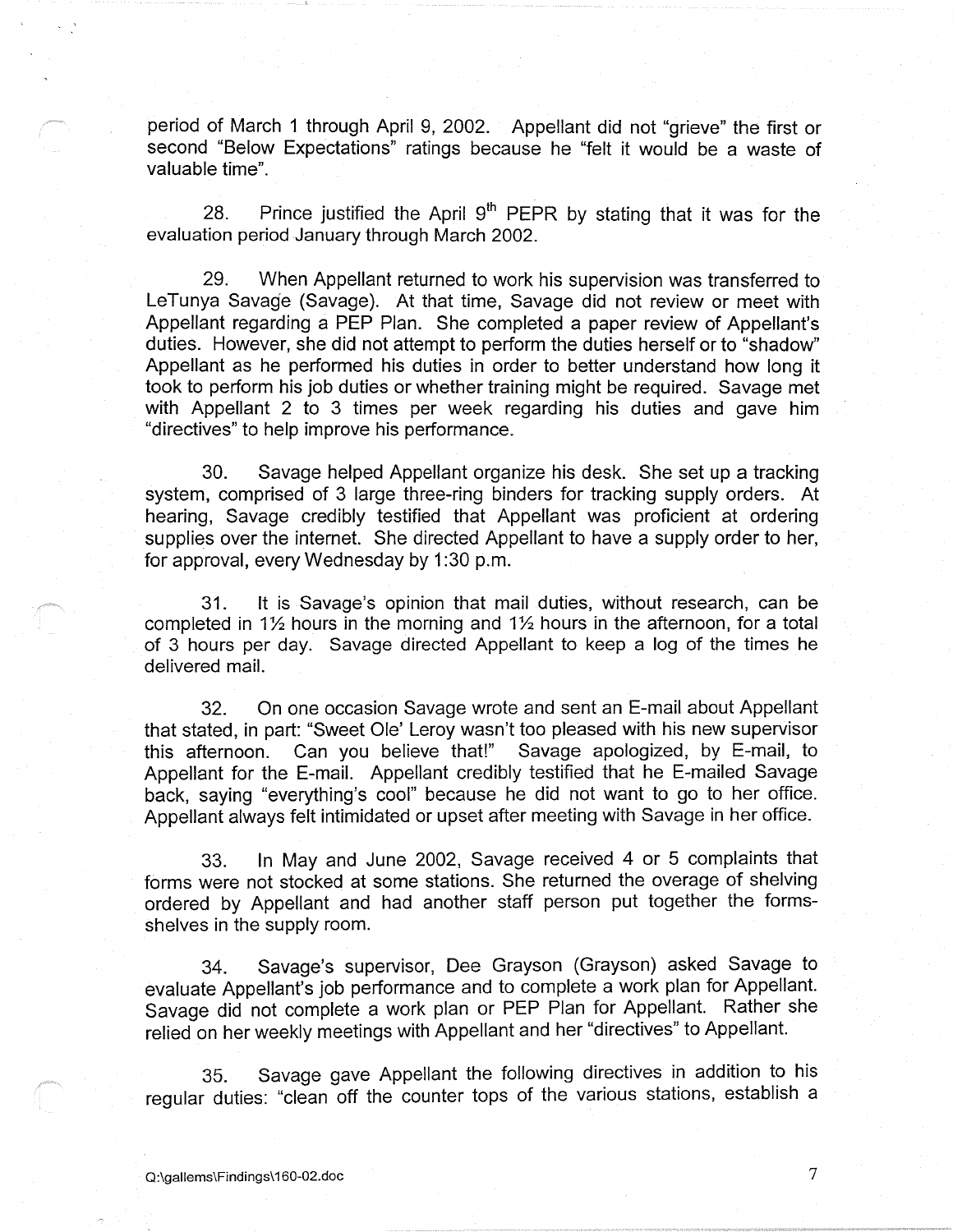period of March 1 through April 9, 2002. Appellant did not "grieve" the first or second "Below Expectations" ratings because he "felt it would be a waste of valuable time".

28. Prince justified the April 9th PEPR by stating that it was for the evaluation period January through March 2002.

29. When Appellant returned to work his supervision was transferred to LeTunya Savage (Savage). At that time, Savage did not review or meet with Appellant regarding a PEP Plan. She completed a paper review of Appellant's duties. However, she did not attempt to perform the duties herself or to "shadow" Appellant as he performed his duties in order to better understand how long it took to perform his job duties or whether training might be required. Savage met with Appellant 2 to 3 times per week regarding his duties and gave him "directives" to help improve his performance.

30. Savage helped Appellant organize his desk. She set up a tracking system, comprised of 3 large three-ring binders for tracking supply orders. At hearing, Savage credibly testified that Appellant was proficient at ordering supplies over the internet. She directed Appellant to have a supply order to her, for approval, every Wednesday by 1:30 p.m.

31. It is Savage's opinion that mail duties, without research, can be completed in 1½ hours in the morning and 1½ hours in the afternoon, for a total of 3 hours per day. Savage directed Appellant to keep a log of the times he delivered mail.

32. On one occasion Savage wrote and sent an E-mail about Appellant that stated, in part: "Sweet Ole' Leroy wasn't too pleased with his new supervisor this afternoon. Can you believe that!" Savage apologized, by E-mail, to Appellant for the E-mail. Appellant credibly testified that he E-mailed Savage back, saying "everything's cool" because he did not want to go to her office. Appellant always felt intimidated or upset after meeting with Savage in her office.

33. In May and June 2002, Savage received 4 or 5 complaints that forms were not stocked at some stations. She returned the overage of shelving ordered by Appellant and had another staff person put together the forms-shelves in the supply room.

34. Savage's supervisor, Dee Grayson (Grayson) asked Savage to evaluate Appellant's job performance and to complete a work plan for Appellant. Savage did not complete a work plan or PEP Plan for Appellant. Rather she relied on her weekly meetings with Appellant and her "directives" to Appellant.

35. Savage gave Appellant the following directives in addition to his regular duties: "clean off the counter tops of the various stations, establish a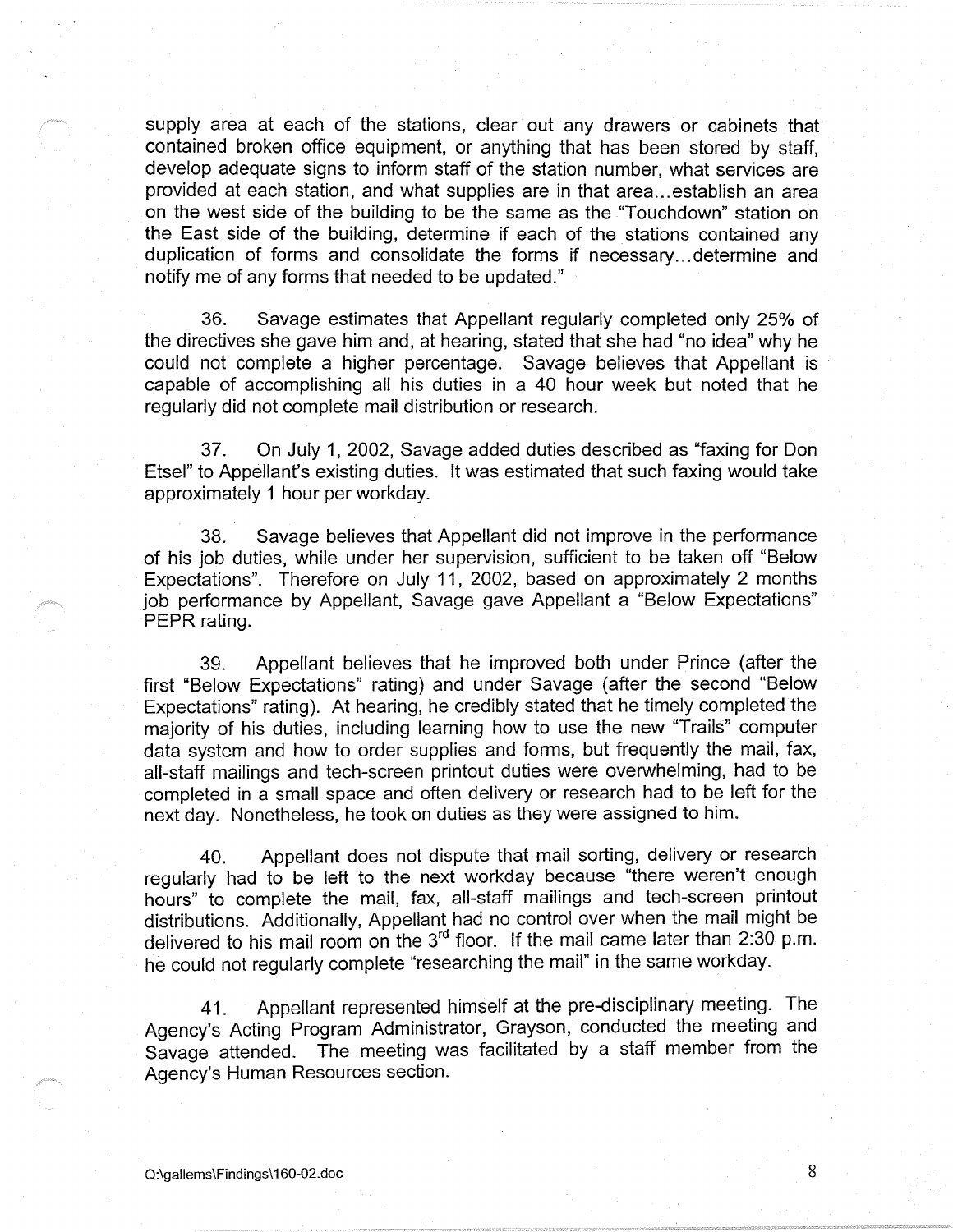supply area at each of the stations, clear out any drawers or cabinets that contained broken office equipment, or anything that has been stored by staff, develop adequate signs to inform staff of the station number, what services are provided at each station, and what supplies are in that area...establish an area on the west side of the building to be the same as the "Touchdown" station on the East side of the building, determine if each of the stations contained any duplication of forms and consolidate the forms if necessary...determine and notify me of any forms that needed to be updated."

36. Savage estimates that Appellant regularly completed only 25% of the directives she gave him and, at hearing, stated that she had "no idea" why he could not complete a higher percentage. Savage believes that Appellant is capable of accomplishing all his duties in a 40 hour week but noted that he regularly did not complete mail distribution or research.

37. On July 1, 2002, Savage added duties described as "faxing for Don Etsel" to Appellant's existing duties. It was estimated that such faxing would take approximately 1 hour per workday.

38. Savage believes that Appellant did not improve in the performance of his job duties, while under her supervision, sufficient to be taken off "Below Expectations". Therefore on July 11, 2002, based on approximately 2 months job performance by Appellant, Savage gave Appellant a "Below Expectations" PEPR rating.

39. Appellant believes that he improved both under Prince (after the first "Below Expectations" rating) and under Savage (after the second "Below Expectations" rating). At hearing, he credibly stated that he timely completed the majority of his duties, including learning how to use the new "Trails" computer data system and how to order supplies and forms, but frequently the mail, fax, all-staff mailings and tech-screen printout duties were overwhelming, had to be completed in a small space and often delivery or research had to be left for the next day. Nonetheless, he took on duties as they were assigned to him.

40. Appellant does not dispute that mail sorting, delivery or research regularly had to be left to the next workday because "there weren't enough hours" to complete the mail, fax, all-staff mailings and tech-screen printout distributions. Additionally, Appellant had no control over when the mail might be delivered to his mail room on the 3rd floor. If the mail came later than 2:30 p.m. he could not regularly complete "researching the mail" in the same workday.

41. Appellant represented himself at the pre-disciplinary meeting. The Agency's Acting Program Administrator, Grayson, conducted the meeting and Savage attended. The meeting was facilitated by a staff member from the Agency's Human Resources section.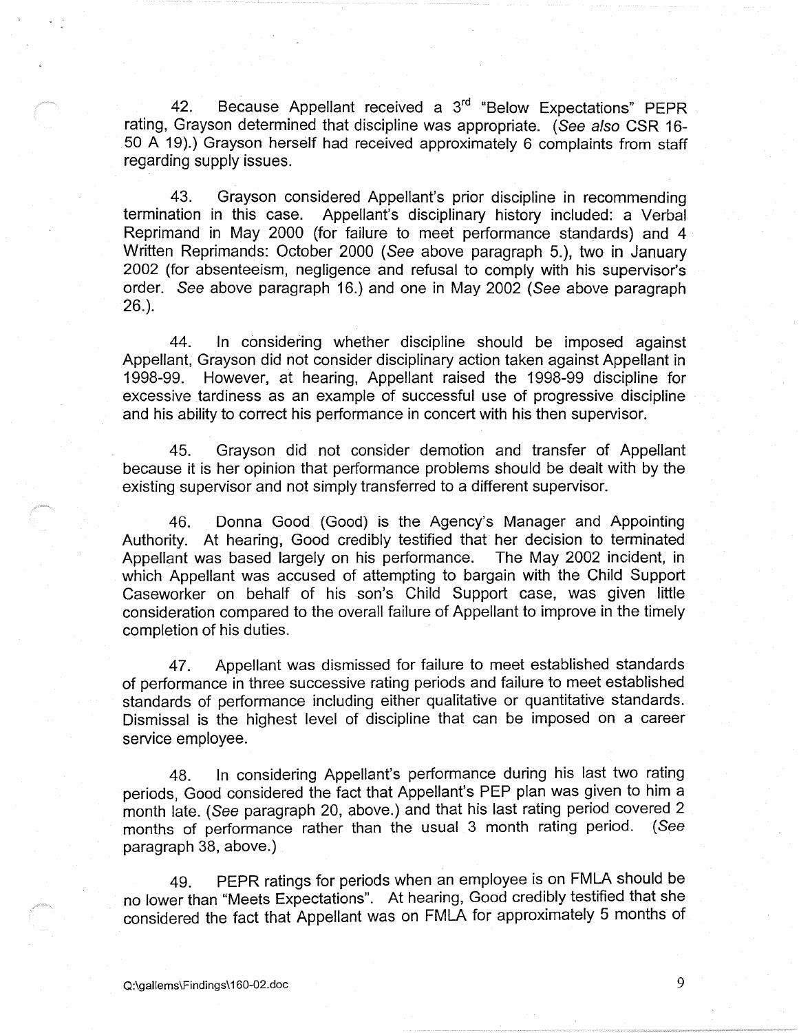42. Because Appellant received a 3rd "Below Expectations" PEPR rating, Grayson determined that discipline was appropriate. (*See also* CSR 16-50 A 19).) Grayson herself had received approximately 6 complaints from staff regarding supply issues.

43. Grayson considered Appellant's prior discipline in recommending termination in this case. Appellant's disciplinary history included: a Verbal Reprimand in May 2000 (for failure to meet performance standards) and 4 Written Reprimands: October 2000 (*See* above paragraph 5.), two in January 2002 (for absenteeism, negligence and refusal to comply with his supervisor's order. *See* above paragraph 16.) and one in May 2002 (*See* above paragraph 26.).

44. In considering whether discipline should be imposed against Appellant, Grayson did not consider disciplinary action taken against Appellant in 1998-99. However, at hearing, Appellant raised the 1998-99 discipline for excessive tardiness as an example of successful use of progressive discipline and his ability to correct his performance in concert with his then supervisor.

45. Grayson did not consider demotion and transfer of Appellant because it is her opinion that performance problems should be dealt with by the existing supervisor and not simply transferred to a different supervisor.

46. Donna Good (Good) is the Agency's Manager and Appointing Authority. At hearing, Good credibly testified that her decision to terminated Appellant was based largely on his performance. The May 2002 incident, in which Appellant was accused of attempting to bargain with the Child Support Caseworker on behalf of his son's Child Support case, was given little consideration compared to the overall failure of Appellant to improve in the timely completion of his duties.

47. Appellant was dismissed for failure to meet established standards of performance in three successive rating periods and failure to meet established standards of performance including either qualitative or quantitative standards. Dismissal is the highest level of discipline that can be imposed on a career service employee.

48. In considering Appellant's performance during his last two rating periods, Good considered the fact that Appellant's PEP plan was given to him a month late. (*See* paragraph 20, above.) and that his last rating period covered 2 months of performance rather than the usual 3 month rating period. (*See* paragraph 38, above.)

49. PEPR ratings for periods when an employee is on FMLA should be no lower than "Meets Expectations". At hearing, Good credibly testified that she considered the fact that Appellant was on FMLA for approximately 5 months of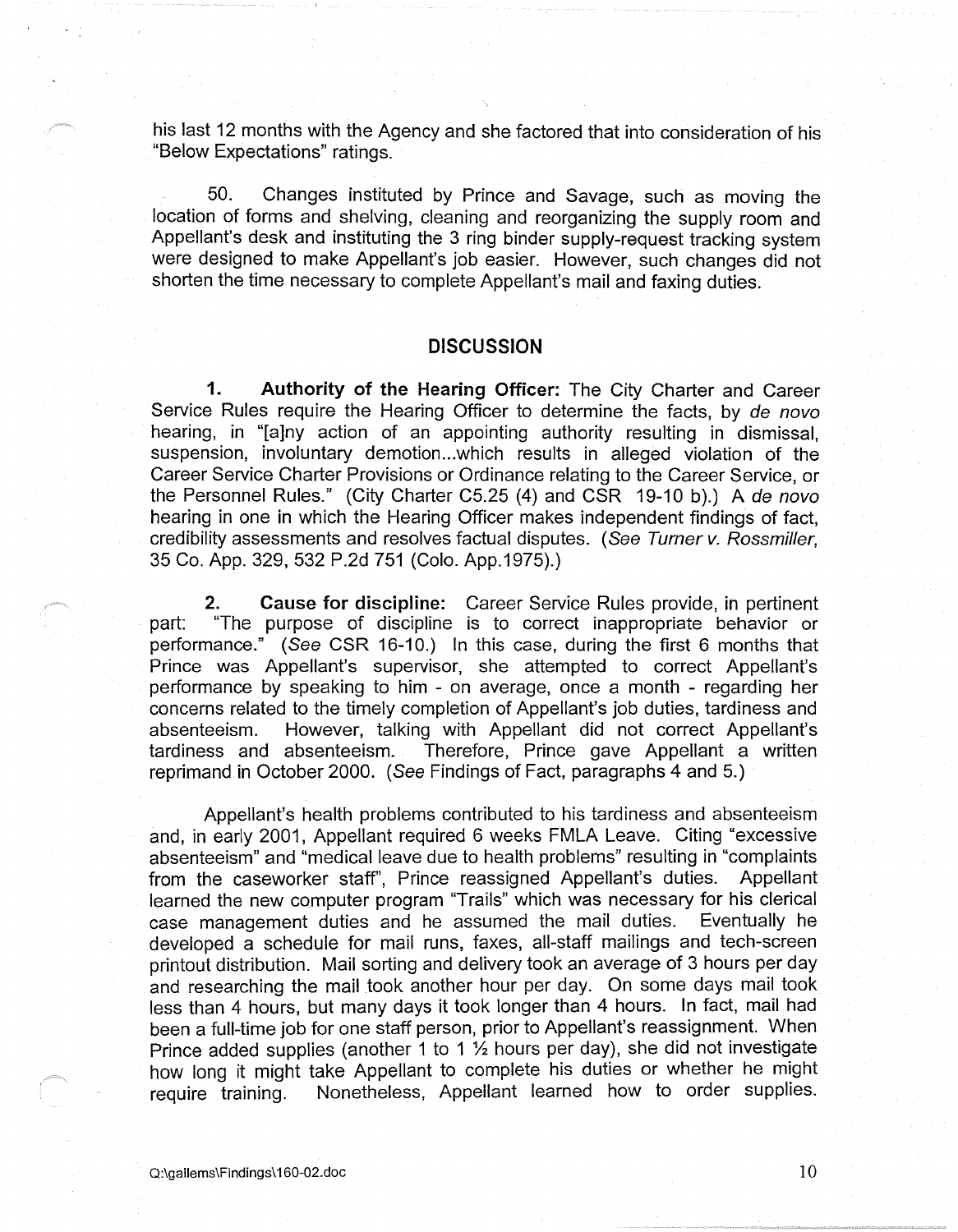his last 12 months with the Agency and she factored that into consideration of his "Below Expectations" ratings.

50. Changes instituted by Prince and Savage, such as moving the location of forms and shelving, cleaning and reorganizing the supply room and Appellant's desk and instituting the 3 ring binder supply-request tracking system were designed to make Appellant's job easier. However, such changes did not shorten the time necessary to complete Appellant's mail and faxing duties.

## DISCUSSION

**1. Authority of the Hearing Officer:** The City Charter and Career Service Rules require the Hearing Officer to determine the facts, by *de novo* hearing, in "[a]ny action of an appointing authority resulting in dismissal, suspension, involuntary demotion...which results in alleged violation of the Career Service Charter Provisions or Ordinance relating to the Career Service, or the Personnel Rules." (City Charter C5.25 (4) and CSR 19-10 b).) A *de novo* hearing in one in which the Hearing Officer makes independent findings of fact, credibility assessments and resolves factual disputes. (*See Turner v. Rossmiller*, 35 Co. App. 329, 532 P.2d 751 (Colo. App.1975).)

**2. Cause for discipline:** Career Service Rules provide, in pertinent part: "The purpose of discipline is to correct inappropriate behavior or performance." (*See* CSR 16-10.) In this case, during the first 6 months that Prince was Appellant's supervisor, she attempted to correct Appellant's performance by speaking to him - on average, once a month - regarding her concerns related to the timely completion of Appellant's job duties, tardiness and absenteeism. However, talking with Appellant did not correct Appellant's tardiness and absenteeism. Therefore, Prince gave Appellant a written reprimand in October 2000. (*See* Findings of Fact, paragraphs 4 and 5.)

Appellant's health problems contributed to his tardiness and absenteeism and, in early 2001, Appellant required 6 weeks FMLA Leave. Citing "excessive absenteeism" and "medical leave due to health problems" resulting in "complaints from the caseworker staff", Prince reassigned Appellant's duties. Appellant learned the new computer program "Trails" which was necessary for his clerical case management duties and he assumed the mail duties. Eventually he developed a schedule for mail runs, faxes, all-staff mailings and tech-screen printout distribution. Mail sorting and delivery took an average of 3 hours per day and researching the mail took another hour per day. On some days mail took less than 4 hours, but many days it took longer than 4 hours. In fact, mail had been a full-time job for one staff person, prior to Appellant's reassignment. When Prince added supplies (another 1 to 1 ½ hours per day), she did not investigate how long it might take Appellant to complete his duties or whether he might require training. Nonetheless, Appellant learned how to order supplies.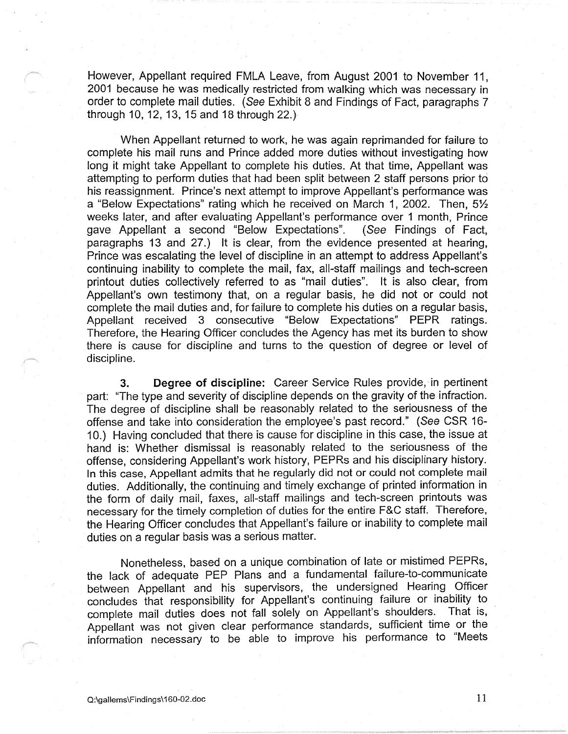However, Appellant required FMLA Leave, from August 2001 to November 11, 2001 because he was medically restricted from walking which was necessary in order to complete mail duties. (*See* Exhibit 8 and Findings of Fact, paragraphs 7 through 10, 12, 13, 15 and 18 through 22.)

When Appellant returned to work, he was again reprimanded for failure to complete his mail runs and Prince added more duties without investigating how long it might take Appellant to complete his duties. At that time, Appellant was attempting to perform duties that had been split between 2 staff persons prior to his reassignment. Prince's next attempt to improve Appellant's performance was a "Below Expectations" rating which he received on March 1, 2002. Then, 5½ weeks later, and after evaluating Appellant's performance over 1 month, Prince gave Appellant a second "Below Expectations". (*See* Findings of Fact, paragraphs 13 and 27.) It is clear, from the evidence presented at hearing, Prince was escalating the level of discipline in an attempt to address Appellant's continuing inability to complete the mail, fax, all-staff mailings and tech-screen printout duties collectively referred to as "mail duties". It is also clear, from Appellant's own testimony that, on a regular basis, he did not or could not complete the mail duties and, for failure to complete his duties on a regular basis, Appellant received 3 consecutive "Below Expectations" PEPR ratings. Therefore, the Hearing Officer concludes the Agency has met its burden to show there is cause for discipline and turns to the question of degree or level of discipline.

**3. Degree of discipline:** Career Service Rules provide, in pertinent part: "The type and severity of discipline depends on the gravity of the infraction. The degree of discipline shall be reasonably related to the seriousness of the offense and take into consideration the employee's past record." (*See* CSR 16-10.) Having concluded that there is cause for discipline in this case, the issue at hand is: Whether dismissal is reasonably related to the seriousness of the offense, considering Appellant's work history, PEPRs and his disciplinary history. In this case, Appellant admits that he regularly did not or could not complete mail duties. Additionally, the continuing and timely exchange of printed information in the form of daily mail, faxes, all-staff mailings and tech-screen printouts was necessary for the timely completion of duties for the entire F&C staff. Therefore, the Hearing Officer concludes that Appellant's failure or inability to complete mail duties on a regular basis was a serious matter.

Nonetheless, based on a unique combination of late or mistimed PEPRs, the lack of adequate PEP Plans and a fundamental failure-to-communicate between Appellant and his supervisors, the undersigned Hearing Officer concludes that responsibility for Appellant's continuing failure or inability to complete mail duties does not fall solely on Appellant's shoulders. That is, Appellant was not given clear performance standards, sufficient time or the information necessary to be able to improve his performance to "Meets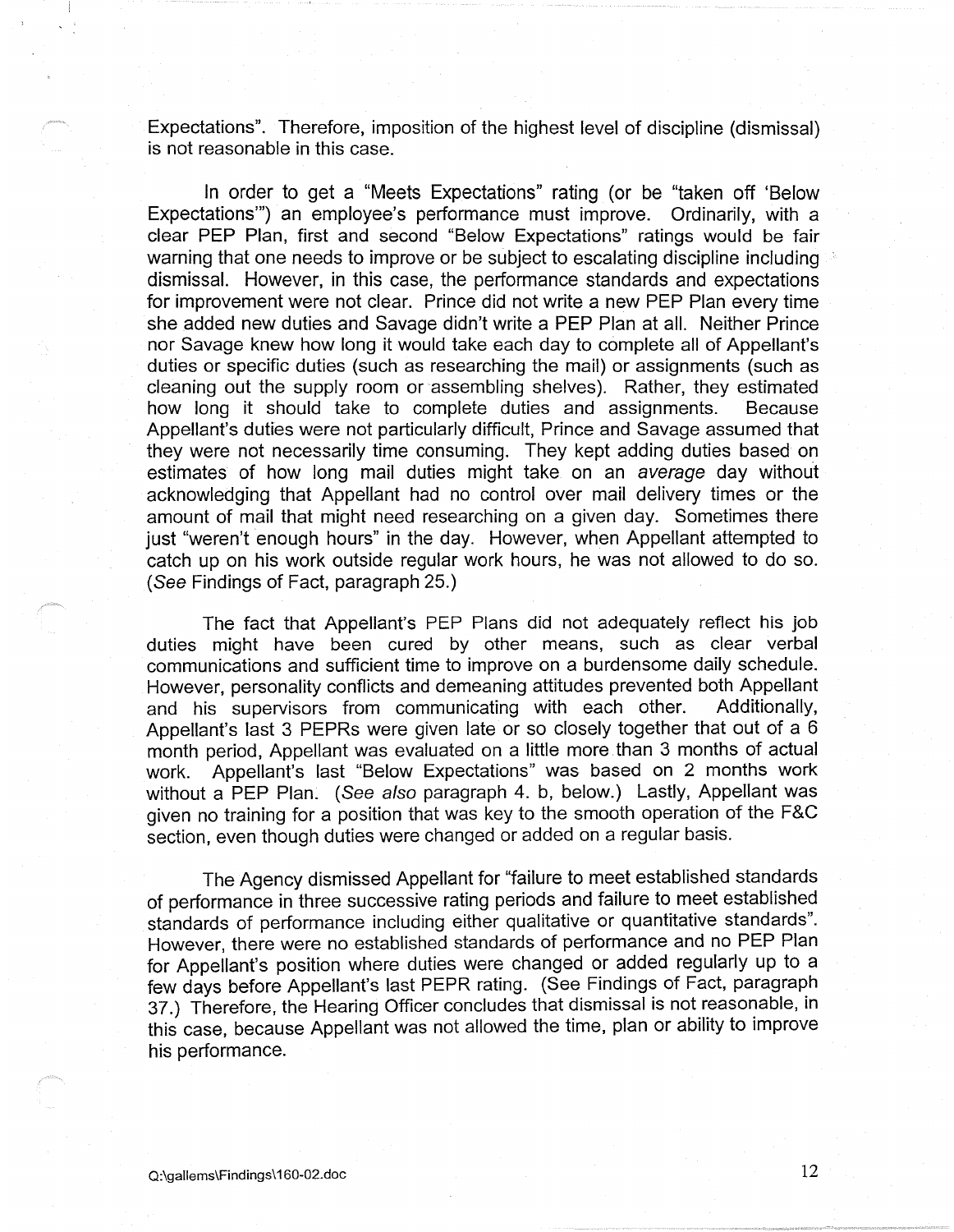Expectations". Therefore, imposition of the highest level of discipline (dismissal) is not reasonable in this case.

In order to get a "Meets Expectations" rating (or be "taken off 'Below Expectations'") an employee's performance must improve. Ordinarily, with a clear PEP Plan, first and second "Below Expectations" ratings would be fair warning that one needs to improve or be subject to escalating discipline including dismissal. However, in this case, the performance standards and expectations for improvement were not clear. Prince did not write a new PEP Plan every time she added new duties and Savage didn't write a PEP Plan at all. Neither Prince nor Savage knew how long it would take each day to complete all of Appellant's duties or specific duties (such as researching the mail) or assignments (such as cleaning out the supply room or assembling shelves). Rather, they estimated how long it should take to complete duties and assignments. Because Appellant's duties were not particularly difficult, Prince and Savage assumed that they were not necessarily time consuming. They kept adding duties based on estimates of how long mail duties might take on an *average* day without acknowledging that Appellant had no control over mail delivery times or the amount of mail that might need researching on a given day. Sometimes there just "weren't enough hours" in the day. However, when Appellant attempted to catch up on his work outside regular work hours, he was not allowed to do so. (*See* Findings of Fact, paragraph 25.)

The fact that Appellant's PEP Plans did not adequately reflect his job duties might have been cured by other means, such as clear verbal communications and sufficient time to improve on a burdensome daily schedule. However, personality conflicts and demeaning attitudes prevented both Appellant and his supervisors from communicating with each other. Additionally, Appellant's last 3 PEPRs were given late or so closely together that out of a 6 month period, Appellant was evaluated on a little more than 3 months of actual work. Appellant's last "Below Expectations" was based on 2 months work without a PEP Plan. (*See also* paragraph 4. b, below.) Lastly, Appellant was given no training for a position that was key to the smooth operation of the F&C section, even though duties were changed or added on a regular basis.

The Agency dismissed Appellant for "failure to meet established standards of performance in three successive rating periods and failure to meet established standards of performance including either qualitative or quantitative standards". However, there were no established standards of performance and no PEP Plan for Appellant's position where duties were changed or added regularly up to a few days before Appellant's last PEPR rating. (See Findings of Fact, paragraph 37.) Therefore, the Hearing Officer concludes that dismissal is not reasonable, in this case, because Appellant was not allowed the time, plan or ability to improve his performance.

Q:\gallems\Findings\160-02.doc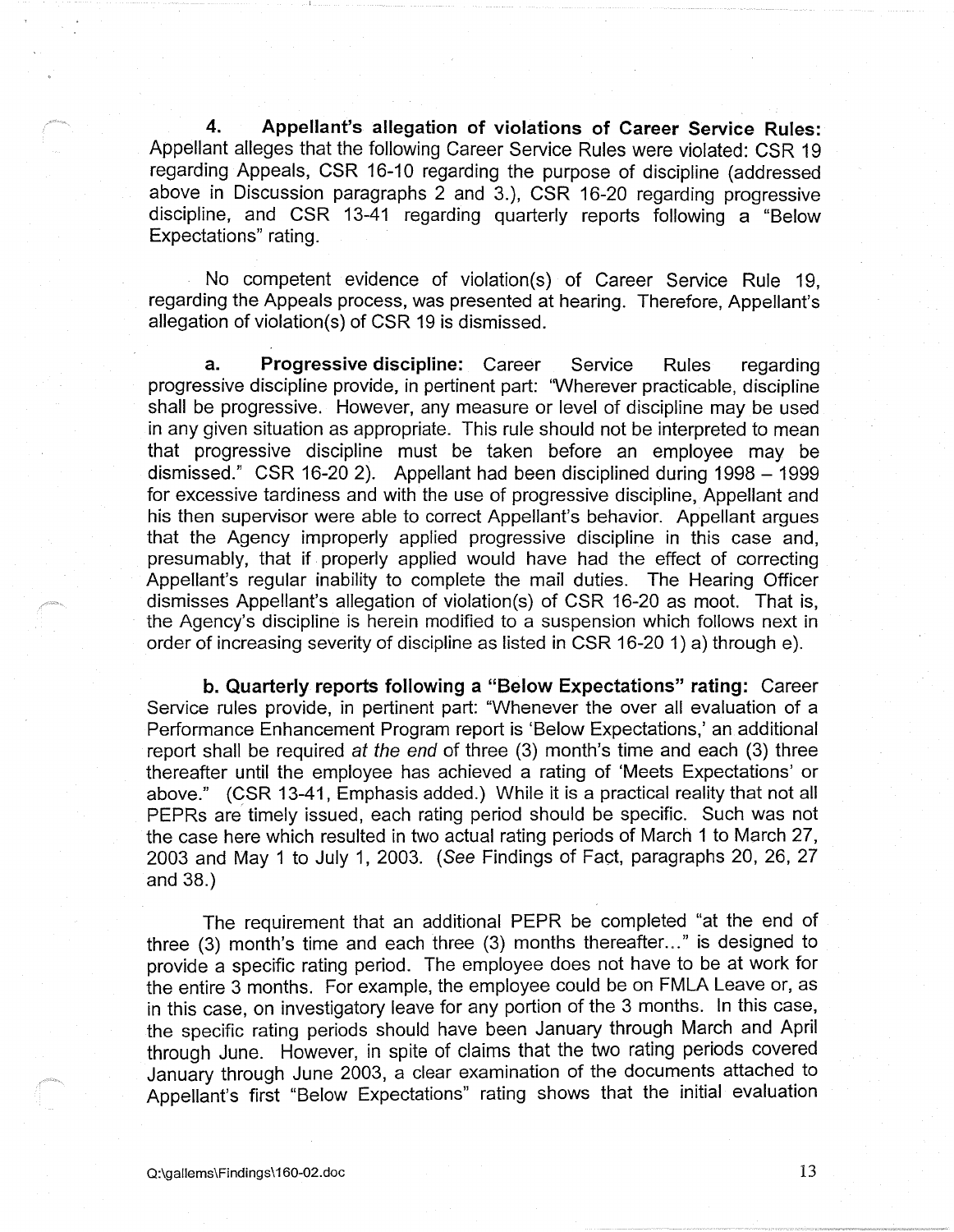**4. Appellant's allegation of violations of Career Service Rules:** Appellant alleges that the following Career Service Rules were violated: CSR 19 regarding Appeals, CSR 16-10 regarding the purpose of discipline (addressed above in Discussion paragraphs 2 and 3.), CSR 16-20 regarding progressive discipline, and CSR 13-41 regarding quarterly reports following a "Below Expectations" rating.

No competent evidence of violation(s) of Career Service Rule 19, regarding the Appeals process, was presented at hearing. Therefore, Appellant's allegation of violation(s) of CSR 19 is dismissed.

**a. Progressive discipline:** Career Service Rules regarding progressive discipline provide, in pertinent part: "Wherever practicable, discipline shall be progressive. However, any measure or level of discipline may be used in any given situation as appropriate. This rule should not be interpreted to mean that progressive discipline must be taken before an employee may be dismissed." CSR 16-20 2). Appellant had been disciplined during 1998 – 1999 for excessive tardiness and with the use of progressive discipline, Appellant and his then supervisor were able to correct Appellant's behavior. Appellant argues that the Agency improperly applied progressive discipline in this case and, presumably, that if properly applied would have had the effect of correcting Appellant's regular inability to complete the mail duties. The Hearing Officer dismisses Appellant's allegation of violation(s) of CSR 16-20 as moot. That is, the Agency's discipline is herein modified to a suspension which follows next in order of increasing severity of discipline as listed in CSR 16-20 1) a) through e).

**b. Quarterly reports following a "Below Expectations" rating:** Career Service rules provide, in pertinent part: "Whenever the over all evaluation of a Performance Enhancement Program report is 'Below Expectations,' an additional report shall be required *at the end* of three (3) month's time and each (3) three thereafter until the employee has achieved a rating of 'Meets Expectations' or above." (CSR 13-41, Emphasis added.) While it is a practical reality that not all PEPRs are timely issued, each rating period should be specific. Such was not the case here which resulted in two actual rating periods of March 1 to March 27, 2003 and May 1 to July 1, 2003. (*See* Findings of Fact, paragraphs 20, 26, 27 and 38.)

The requirement that an additional PEPR be completed "at the end of three (3) month's time and each three (3) months thereafter..." is designed to provide a specific rating period. The employee does not have to be at work for the entire 3 months. For example, the employee could be on FMLA Leave or, as in this case, on investigatory leave for any portion of the 3 months. In this case, the specific rating periods should have been January through March and April through June. However, in spite of claims that the two rating periods covered January through June 2003, a clear examination of the documents attached to Appellant's first "Below Expectations" rating shows that the initial evaluation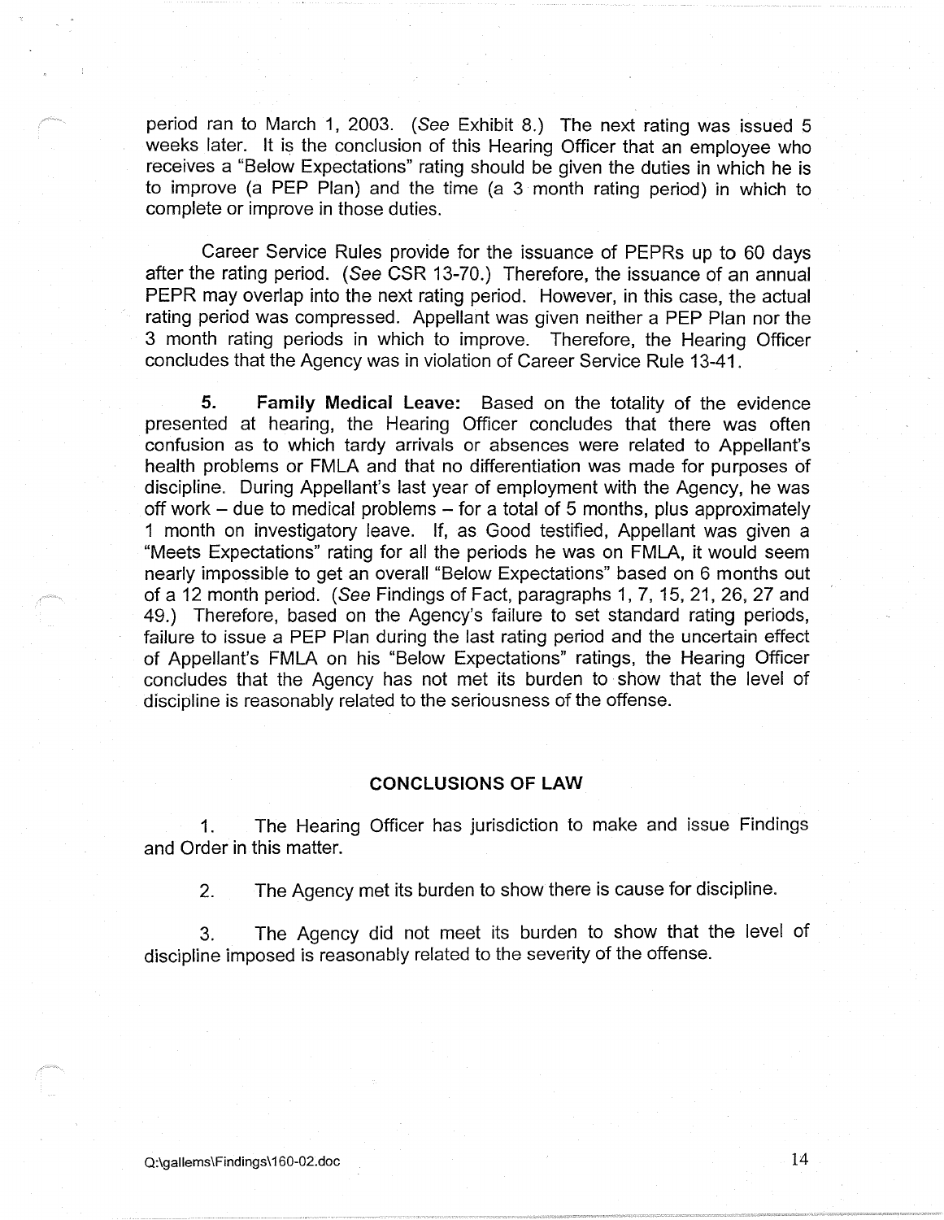period ran to March 1, 2003. (*See* Exhibit 8.) The next rating was issued 5 weeks later. It is the conclusion of this Hearing Officer that an employee who receives a "Below Expectations" rating should be given the duties in which he is to improve (a PEP Plan) and the time (a 3 month rating period) in which to complete or improve in those duties.

Career Service Rules provide for the issuance of PEPRs up to 60 days after the rating period. (*See* CSR 13-70.) Therefore, the issuance of an annual PEPR may overlap into the next rating period. However, in this case, the actual rating period was compressed. Appellant was given neither a PEP Plan nor the 3 month rating periods in which to improve. Therefore, the Hearing Officer concludes that the Agency was in violation of Career Service Rule 13-41.

**5. Family Medical Leave:** Based on the totality of the evidence presented at hearing, the Hearing Officer concludes that there was often confusion as to which tardy arrivals or absences were related to Appellant's health problems or FMLA and that no differentiation was made for purposes of discipline. During Appellant's last year of employment with the Agency, he was off work – due to medical problems – for a total of 5 months, plus approximately 1 month on investigatory leave. If, as Good testified, Appellant was given a "Meets Expectations" rating for all the periods he was on FMLA, it would seem nearly impossible to get an overall "Below Expectations" based on 6 months out of a 12 month period. (*See* Findings of Fact, paragraphs 1, 7, 15, 21, 26, 27 and 49.) Therefore, based on the Agency's failure to set standard rating periods, failure to issue a PEP Plan during the last rating period and the uncertain effect of Appellant's FMLA on his "Below Expectations" ratings, the Hearing Officer concludes that the Agency has not met its burden to show that the level of discipline is reasonably related to the seriousness of the offense.

## CONCLUSIONS OF LAW

1. The Hearing Officer has jurisdiction to make and issue Findings and Order in this matter.

2. The Agency met its burden to show there is cause for discipline.

3. The Agency did not meet its burden to show that the level of discipline imposed is reasonably related to the severity of the offense.

Q:\gallems\Findings\160-02.doc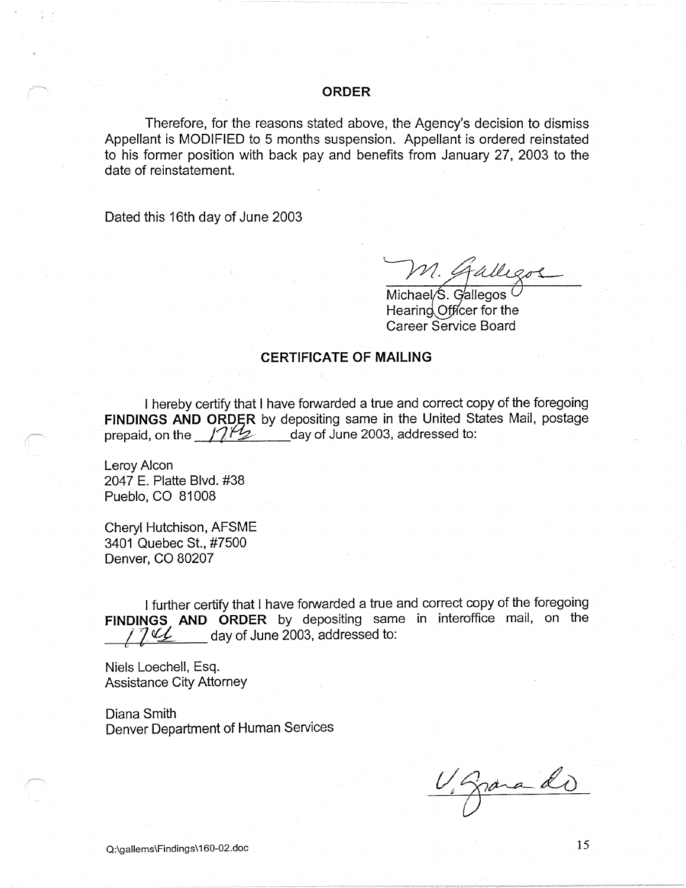## ORDER

Therefore, for the reasons stated above, the Agency's decision to dismiss Appellant is MODIFIED to 5 months suspension. Appellant is ordered reinstated to his former position with back pay and benefits from January 27, 2003 to the date of reinstatement.

Dated this 16th day of June 2003

M. Gallegos
Michael S. Gallegos
Hearing Officer for the
Career Service Board

## CERTIFICATE OF MAILING

I hereby certify that I have forwarded a true and correct copy of the foregoing **FINDINGS AND ORDER** by depositing same in the United States Mail, postage prepaid, on the 17th day of June 2003, addressed to:

Leroy Alcon
2047 E. Platte Blvd. #38
Pueblo, CO 81008

Cheryl Hutchison, AFSME
3401 Quebec St., #7500
Denver, CO 80207

I further certify that I have forwarded a true and correct copy of the foregoing **FINDINGS AND ORDER** by depositing same in interoffice mail, on the 17th day of June 2003, addressed to:

Niels Loechell, Esq.
Assistance City Attorney

Diana Smith
Denver Department of Human Services

V. Granado

Q:\gallems\Findings\160-02.doc